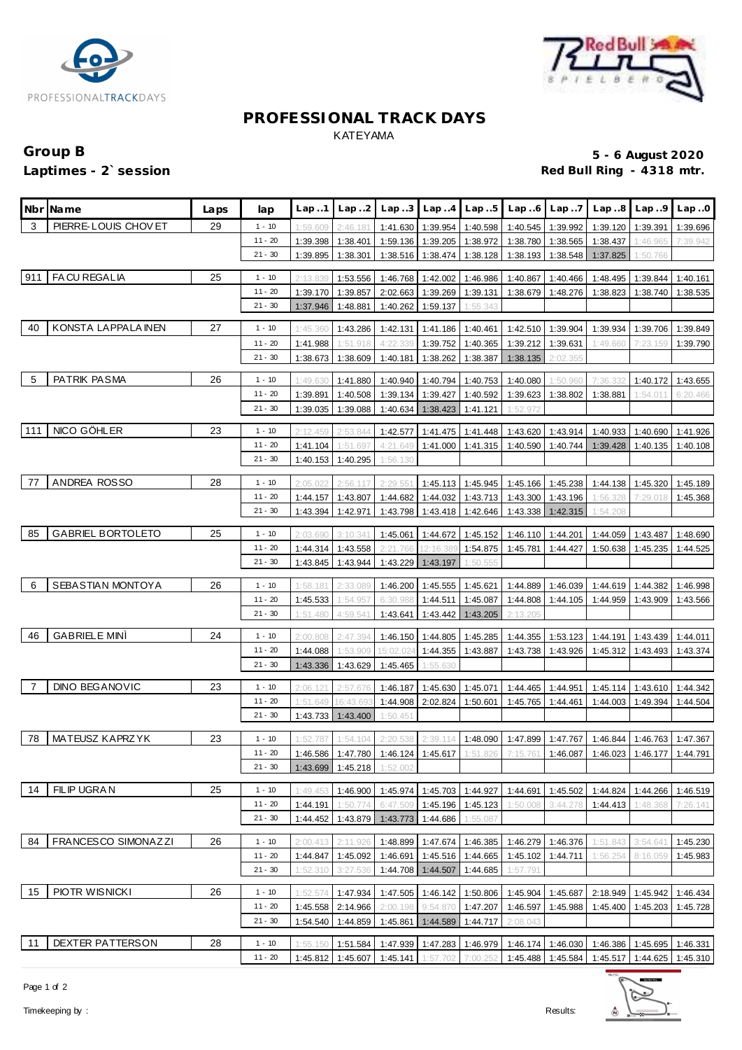# PROFESSIONAL TRACK DAYS

KATEYAMA

**Group B** **5 - 6 August 2020**

**Laptimes - 2` session** **Red Bull Ring - 4318 mtr.**

| Nbr | Name | Laps | lap | Lap ..1 | Lap ..2 | Lap ..3 | Lap ..4 | Lap ..5 | Lap ..6 | Lap ..7 | Lap ..8 | Lap ..9 | Lap ..0 |
|---|---|---|---|---|---|---|---|---|---|---|---|---|---|
| 3 | PIERRE-LOUIS CHOVET | 29 | 1 - 10 | 1:59.609 | 2:46.181 | 1:41.630 | 1:39.954 | 1:40.598 | 1:40.545 | 1:39.992 | 1:39.120 | 1:39.391 | 1:39.696 |
| | | | 11 - 20 | 1:39.398 | 1:38.401 | 1:59.136 | 1:39.205 | 1:38.972 | 1:38.780 | 1:38.565 | 1:38.437 | 1:46.965 | 7:39.942 |
| | | | 21 - 30 | 1:39.895 | 1:38.301 | 1:38.516 | 1:38.474 | 1:38.128 | 1:38.193 | 1:38.548 | 1:37.825 | 1:50.766 | |
| 911 | FACU REGALIA | 25 | 1 - 10 | 2:13.839 | 1:53.556 | 1:46.768 | 1:42.002 | 1:46.986 | 1:40.867 | 1:40.466 | 1:48.495 | 1:39.844 | 1:40.161 |
| | | | 11 - 20 | 1:39.170 | 1:39.857 | 2:02.663 | 1:39.269 | 1:39.131 | 1:38.679 | 1:48.276 | 1:38.823 | 1:38.740 | 1:38.535 |
| | | | 21 - 30 | 1:37.946 | 1:48.881 | 1:40.262 | 1:59.137 | 1:55.343 | | | | | |
| 40 | KONSTA LAPPALAINEN | 27 | 1 - 10 | 1:45.360 | 1:43.286 | 1:42.131 | 1:41.186 | 1:40.461 | 1:42.510 | 1:39.904 | 1:39.934 | 1:39.706 | 1:39.849 |
| | | | 11 - 20 | 1:41.988 | 1:51.918 | 4:22.339 | 1:39.752 | 1:40.365 | 1:39.212 | 1:39.631 | 1:49.660 | 7:23.159 | 1:39.790 |
| | | | 21 - 30 | 1:38.673 | 1:38.609 | 1:40.181 | 1:38.262 | 1:38.387 | 1:38.135 | 2:02.355 | | | |
| 5 | PATRIK PASMA | 26 | 1 - 10 | 1:49.630 | 1:41.880 | 1:40.940 | 1:40.794 | 1:40.753 | 1:40.080 | 1:50.960 | 7:36.332 | 1:40.172 | 1:43.655 |
| | | | 11 - 20 | 1:39.891 | 1:40.508 | 1:39.134 | 1:39.427 | 1:40.592 | 1:39.623 | 1:38.802 | 1:38.881 | 1:54.011 | 6:20.466 |
| | | | 21 - 30 | 1:39.035 | 1:39.088 | 1:40.634 | 1:38.423 | 1:41.121 | 1:52.972 | | | | |
| 111 | NICO GÖHLER | 23 | 1 - 10 | 2:12.459 | 2:53.844 | 1:42.577 | 1:41.475 | 1:41.448 | 1:43.620 | 1:43.914 | 1:40.933 | 1:40.690 | 1:41.926 |
| | | | 11 - 20 | 1:41.104 | 1:51.697 | 4:21.649 | 1:41.000 | 1:41.315 | 1:40.590 | 1:40.744 | 1:39.428 | 1:40.135 | 1:40.108 |
| | | | 21 - 30 | 1:40.153 | 1:40.295 | 1:56.130 | | | | | | | |
| 77 | ANDREA ROSSO | 28 | 1 - 10 | 2:05.022 | 2:56.117 | 2:29.551 | 1:45.113 | 1:45.945 | 1:45.166 | 1:45.238 | 1:44.138 | 1:45.320 | 1:45.189 |
| | | | 11 - 20 | 1:44.157 | 1:43.807 | 1:44.682 | 1:44.032 | 1:43.713 | 1:43.300 | 1:43.196 | 1:56.328 | 7:29.018 | 1:45.368 |
| | | | 21 - 30 | 1:43.394 | 1:42.971 | 1:43.798 | 1:43.418 | 1:42.646 | 1:43.338 | 1:42.315 | 1:54.208 | | |
| 85 | GABRIEL BORTOLETO | 25 | 1 - 10 | 2:03.690 | 3:10.341 | 1:45.061 | 1:44.672 | 1:45.152 | 1:46.110 | 1:44.201 | 1:44.059 | 1:43.487 | 1:48.690 |
| | | | 11 - 20 | 1:44.314 | 1:43.558 | 2:21.766 | 12:16.389 | 1:54.875 | 1:45.781 | 1:44.427 | 1:50.638 | 1:45.235 | 1:44.525 |
| | | | 21 - 30 | 1:43.845 | 1:43.944 | 1:43.229 | 1:43.197 | 1:50.555 | | | | | |
| 6 | SEBASTIAN MONTOYA | 26 | 1 - 10 | 1:58.181 | 2:33.089 | 1:46.200 | 1:45.555 | 1:45.621 | 1:44.889 | 1:46.039 | 1:44.619 | 1:44.382 | 1:46.998 |
| | | | 11 - 20 | 1:45.533 | 1:54.957 | 6:30.988 | 1:44.511 | 1:45.087 | 1:44.808 | 1:44.105 | 1:44.959 | 1:43.909 | 1:43.566 |
| | | | 21 - 30 | 1:51.480 | 4:59.541 | 1:43.641 | 1:43.442 | 1:43.205 | 2:13.205 | | | | |
| 46 | GABRIELE MINÌ | 24 | 1 - 10 | 2:00.808 | 2:47.394 | 1:46.150 | 1:44.805 | 1:45.285 | 1:44.355 | 1:53.123 | 1:44.191 | 1:43.439 | 1:44.011 |
| | | | 11 - 20 | 1:44.088 | 1:53.909 | 15:02.024 | 1:44.355 | 1:43.887 | 1:43.738 | 1:43.926 | 1:45.312 | 1:43.493 | 1:43.374 |
| | | | 21 - 30 | 1:43.336 | 1:43.629 | 1:45.465 | 1:55.630 | | | | | | |
| 7 | DINO BEGANOVIC | 23 | 1 - 10 | 2:06.121 | 2:57.676 | 1:46.187 | 1:45.630 | 1:45.071 | 1:44.465 | 1:44.951 | 1:45.114 | 1:43.610 | 1:44.342 |
| | | | 11 - 20 | 1:51.649 | 16:43.693 | 1:44.908 | 2:02.824 | 1:50.601 | 1:45.765 | 1:44.461 | 1:44.003 | 1:49.394 | 1:44.504 |
| | | | 21 - 30 | 1:43.733 | 1:43.400 | 1:50.451 | | | | | | | |
| 78 | MATEUSZ KAPRZYK | 23 | 1 - 10 | 1:52.787 | 1:54.104 | 2:20.538 | 2:39.114 | 1:48.090 | 1:47.899 | 1:47.767 | 1:46.844 | 1:46.763 | 1:47.367 |
| | | | 11 - 20 | 1:46.586 | 1:47.780 | 1:46.124 | 1:45.617 | 1:51.826 | 7:15.761 | 1:46.087 | 1:46.023 | 1:46.177 | 1:44.791 |
| | | | 21 - 30 | 1:43.699 | 1:45.218 | 1:52.002 | | | | | | | |
| 14 | FILIP UGRAN | 25 | 1 - 10 | 1:49.453 | 1:46.900 | 1:45.974 | 1:45.703 | 1:44.927 | 1:44.691 | 1:45.502 | 1:44.824 | 1:44.266 | 1:46.519 |
| | | | 11 - 20 | 1:44.191 | 1:50.774 | 6:47.509 | 1:45.196 | 1:45.123 | 1:50.008 | 3:44.278 | 1:44.413 | 1:48.368 | 7:26.141 |
| | | | 21 - 30 | 1:44.452 | 1:43.879 | 1:43.773 | 1:44.686 | 1:55.087 | | | | | |
| 84 | FRANCESCO SIMONAZZI | 26 | 1 - 10 | 2:00.413 | 2:11.926 | 1:48.899 | 1:47.674 | 1:46.385 | 1:46.279 | 1:46.376 | 1:51.843 | 3:54.641 | 1:45.230 |
| | | | 11 - 20 | 1:44.847 | 1:45.092 | 1:46.691 | 1:45.516 | 1:44.665 | 1:45.102 | 1:44.711 | 1:56.254 | 8:16.059 | 1:45.983 |
| | | | 21 - 30 | 1:52.310 | 3:27.536 | 1:44.708 | 1:44.507 | 1:44.685 | 1:57.791 | | | | |
| 15 | PIOTR WISNICKI | 26 | 1 - 10 | 1:52.574 | 1:47.934 | 1:47.505 | 1:46.142 | 1:50.806 | 1:45.904 | 1:45.687 | 2:18.949 | 1:45.942 | 1:46.434 |
| | | | 11 - 20 | 1:45.558 | 2:14.966 | 2:00.198 | 9:54.870 | 1:47.207 | 1:46.597 | 1:45.988 | 1:45.400 | 1:45.203 | 1:45.728 |
| | | | 21 - 30 | 1:54.540 | 1:44.859 | 1:45.861 | 1:44.589 | 1:44.717 | 2:08.043 | | | | |
| 11 | DEXTER PATTERSON | 28 | 1 - 10 | 1:55.150 | 1:51.584 | 1:47.939 | 1:47.283 | 1:46.979 | 1:46.174 | 1:46.030 | 1:46.386 | 1:45.695 | 1:46.331 |
| | | | 11 - 20 | 1:45.812 | 1:45.607 | 1:45.141 | 1:57.702 | 7:00.252 | 1:45.488 | 1:45.584 | 1:45.517 | 1:44.625 | 1:45.310 |

Timekeeping by : Results: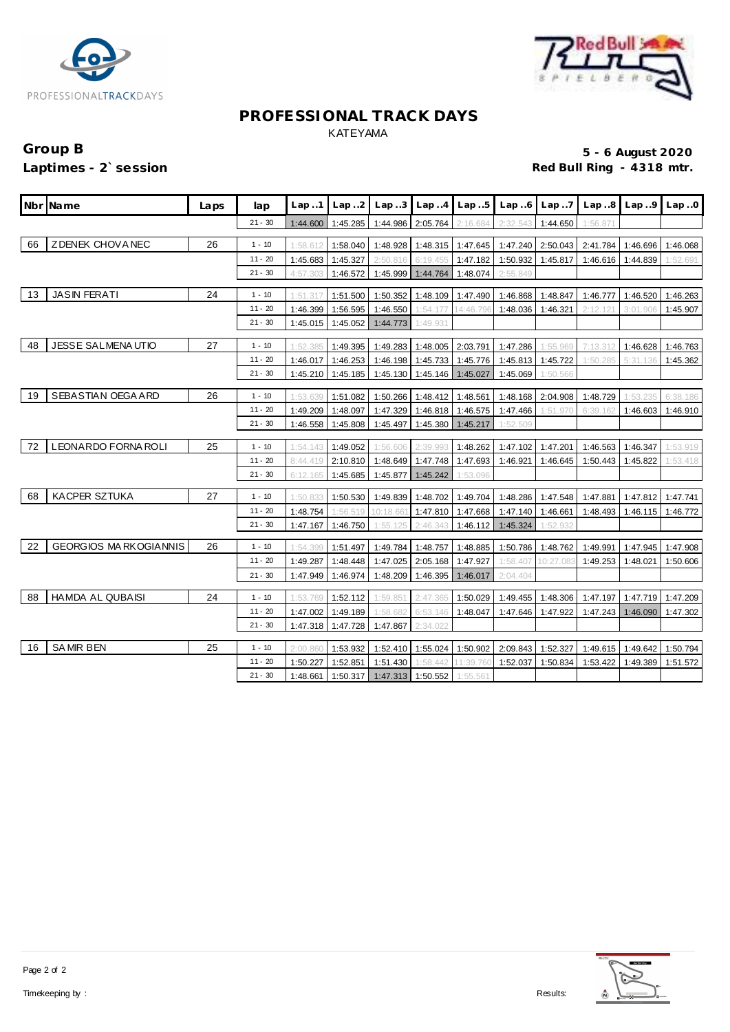# PROFESSIONAL TRACK DAYS

KATEYAMA

**Group B**

**Laptimes - 2` session**

**5 - 6 August 2020**

**Red Bull Ring - 4318 mtr.**

| Nbr | Name | Laps | lap | Lap..1 | Lap..2 | Lap..3 | Lap..4 | Lap..5 | Lap..6 | Lap..7 | Lap..8 | Lap..9 | Lap..0 |
|---|---|---|---|---|---|---|---|---|---|---|---|---|---|
| | | | 21 - 30 | 1:44.600 | 1:45.285 | 1:44.986 | 2:05.764 | 2:16.684 | 2:32.543 | 1:44.650 | 1:56.871 | | |
| 66 | ZDENEK CHOVANEC | 26 | 1 - 10 | 1:58.612 | 1:58.040 | 1:48.928 | 1:48.315 | 1:47.645 | 1:47.240 | 2:50.043 | 2:41.784 | 1:46.696 | 1:46.068 |
| | | | 11 - 20 | 1:45.683 | 1:45.327 | 2:50.816 | 6:19.455 | 1:47.182 | 1:50.932 | 1:45.817 | 1:46.616 | 1:44.839 | 1:52.691 |
| | | | 21 - 30 | 4:57.303 | 1:46.572 | 1:45.999 | 1:44.764 | 1:48.074 | 2:55.849 | | | | |
| 13 | JASIN FERATI | 24 | 1 - 10 | 1:51.317 | 1:51.500 | 1:50.352 | 1:48.109 | 1:47.490 | 1:46.868 | 1:48.847 | 1:46.777 | 1:46.520 | 1:46.263 |
| | | | 11 - 20 | 1:46.399 | 1:56.595 | 1:46.550 | 1:54.177 | 14:46.796 | 1:48.036 | 1:46.321 | 2:12.121 | 3:01.906 | 1:45.907 |
| | | | 21 - 30 | 1:45.015 | 1:45.052 | 1:44.773 | 1:49.931 | | | | | | |
| 48 | JESSE SALMENAUTIO | 27 | 1 - 10 | 1:52.385 | 1:49.395 | 1:49.283 | 1:48.005 | 2:03.791 | 1:47.286 | 1:55.969 | 7:13.312 | 1:46.628 | 1:46.763 |
| | | | 11 - 20 | 1:46.017 | 1:46.253 | 1:46.198 | 1:45.733 | 1:45.776 | 1:45.813 | 1:45.722 | 1:50.285 | 5:31.136 | 1:45.362 |
| | | | 21 - 30 | 1:45.210 | 1:45.185 | 1:45.130 | 1:45.146 | 1:45.027 | 1:45.069 | 1:50.566 | | | |
| 19 | SEBASTIAN OEGAARD | 26 | 1 - 10 | 1:53.639 | 1:51.082 | 1:50.266 | 1:48.412 | 1:48.561 | 1:48.168 | 2:04.908 | 1:48.729 | 1:53.235 | 6:38.186 |
| | | | 11 - 20 | 1:49.209 | 1:48.097 | 1:47.329 | 1:46.818 | 1:46.575 | 1:47.466 | 1:51.970 | 6:39.162 | 1:46.603 | 1:46.910 |
| | | | 21 - 30 | 1:46.558 | 1:45.808 | 1:45.497 | 1:45.380 | 1:45.217 | 1:52.509 | | | | |
| 72 | LEONARDO FORNAROLI | 25 | 1 - 10 | 1:54.143 | 1:49.052 | 1:56.606 | 2:39.993 | 1:48.262 | 1:47.102 | 1:47.201 | 1:46.563 | 1:46.347 | 1:53.919 |
| | | | 11 - 20 | 8:44.419 | 2:10.810 | 1:48.649 | 1:47.748 | 1:47.693 | 1:46.921 | 1:46.645 | 1:50.443 | 1:45.822 | 1:53.418 |
| | | | 21 - 30 | 6:12.165 | 1:45.685 | 1:45.877 | 1:45.242 | 1:53.096 | | | | | |
| 68 | KACPER SZTUKA | 27 | 1 - 10 | 1:50.833 | 1:50.530 | 1:49.839 | 1:48.702 | 1:49.704 | 1:48.286 | 1:47.548 | 1:47.881 | 1:47.812 | 1:47.741 |
| | | | 11 - 20 | 1:48.754 | 1:56.519 | 10:18.661 | 1:47.810 | 1:47.668 | 1:47.140 | 1:46.661 | 1:48.493 | 1:46.115 | 1:46.772 |
| | | | 21 - 30 | 1:47.167 | 1:46.750 | 1:55.125 | 2:46.343 | 1:46.112 | 1:45.324 | 1:52.932 | | | |
| 22 | GEORGIOS MARKOGIANNIS | 26 | 1 - 10 | 1:54.399 | 1:51.497 | 1:49.784 | 1:48.757 | 1:48.885 | 1:50.786 | 1:48.762 | 1:49.991 | 1:47.945 | 1:47.908 |
| | | | 11 - 20 | 1:49.287 | 1:48.448 | 1:47.025 | 2:05.168 | 1:47.927 | 1:58.407 | 10:27.083 | 1:49.253 | 1:48.021 | 1:50.606 |
| | | | 21 - 30 | 1:47.949 | 1:46.974 | 1:48.209 | 1:46.395 | 1:46.017 | 2:04.404 | | | | |
| 88 | HAMDA AL QUBAISI | 24 | 1 - 10 | 1:53.769 | 1:52.112 | 1:59.851 | 2:47.365 | 1:50.029 | 1:49.455 | 1:48.306 | 1:47.197 | 1:47.719 | 1:47.209 |
| | | | 11 - 20 | 1:47.002 | 1:49.189 | 1:58.682 | 6:53.146 | 1:48.047 | 1:47.646 | 1:47.922 | 1:47.243 | 1:46.090 | 1:47.302 |
| | | | 21 - 30 | 1:47.318 | 1:47.728 | 1:47.867 | 2:34.022 | | | | | | |
| 16 | SAMIR BEN | 25 | 1 - 10 | 2:00.860 | 1:53.932 | 1:52.410 | 1:55.024 | 1:50.902 | 2:09.843 | 1:52.327 | 1:49.615 | 1:49.642 | 1:50.794 |
| | | | 11 - 20 | 1:50.227 | 1:52.851 | 1:51.430 | 1:58.442 | 11:39.760 | 1:52.037 | 1:50.834 | 1:53.422 | 1:49.389 | 1:51.572 |
| | | | 21 - 30 | 1:48.661 | 1:50.317 | 1:47.313 | 1:50.552 | 1:55.561 | | | | | |

Timekeeping by :

Results: